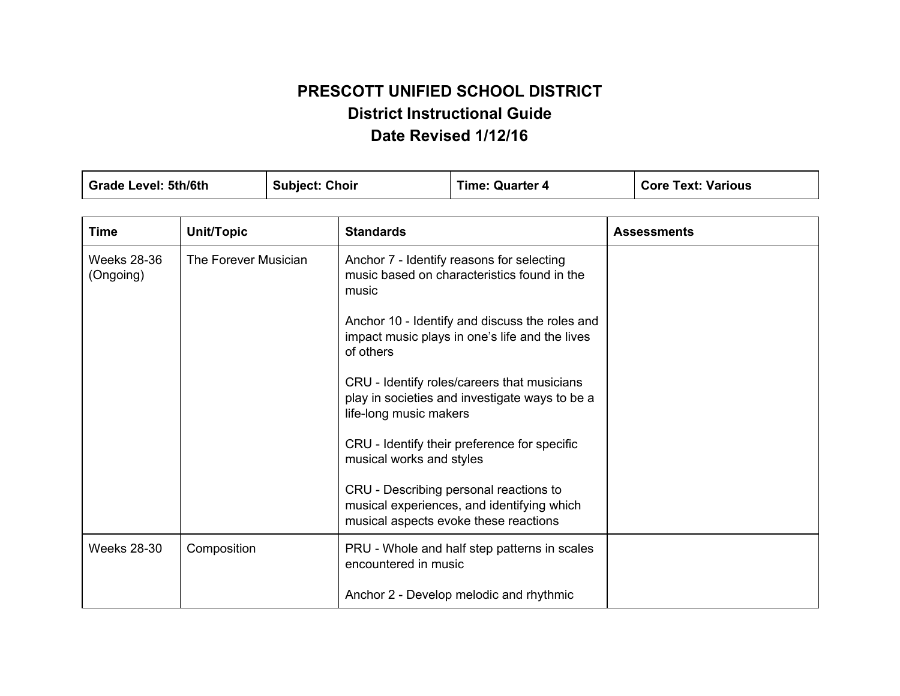# PRESCOTT UNIFIED SCHOOL DISTRICT
## District Instructional Guide
## Date Revised 1/12/16

| Grade Level: 5th/6th | Subject: Choir | Time: Quarter 4 | Core Text: Various |
|---|---|---|---|

| Time | Unit/Topic | Standards | Assessments |
|---|---|---|---|
| Weeks 28-36 (Ongoing) | The Forever Musician | Anchor 7 - Identify reasons for selecting music based on characteristics found in the music<br><br>Anchor 10 - Identify and discuss the roles and impact music plays in one's life and the lives of others<br><br>CRU - Identify roles/careers that musicians play in societies and investigate ways to be a life-long music makers<br><br>CRU - Identify their preference for specific musical works and styles<br><br>CRU - Describing personal reactions to musical experiences, and identifying which musical aspects evoke these reactions | |
| Weeks 28-30 | Composition | PRU - Whole and half step patterns in scales encountered in music<br><br>Anchor 2 - Develop melodic and rhythmic | |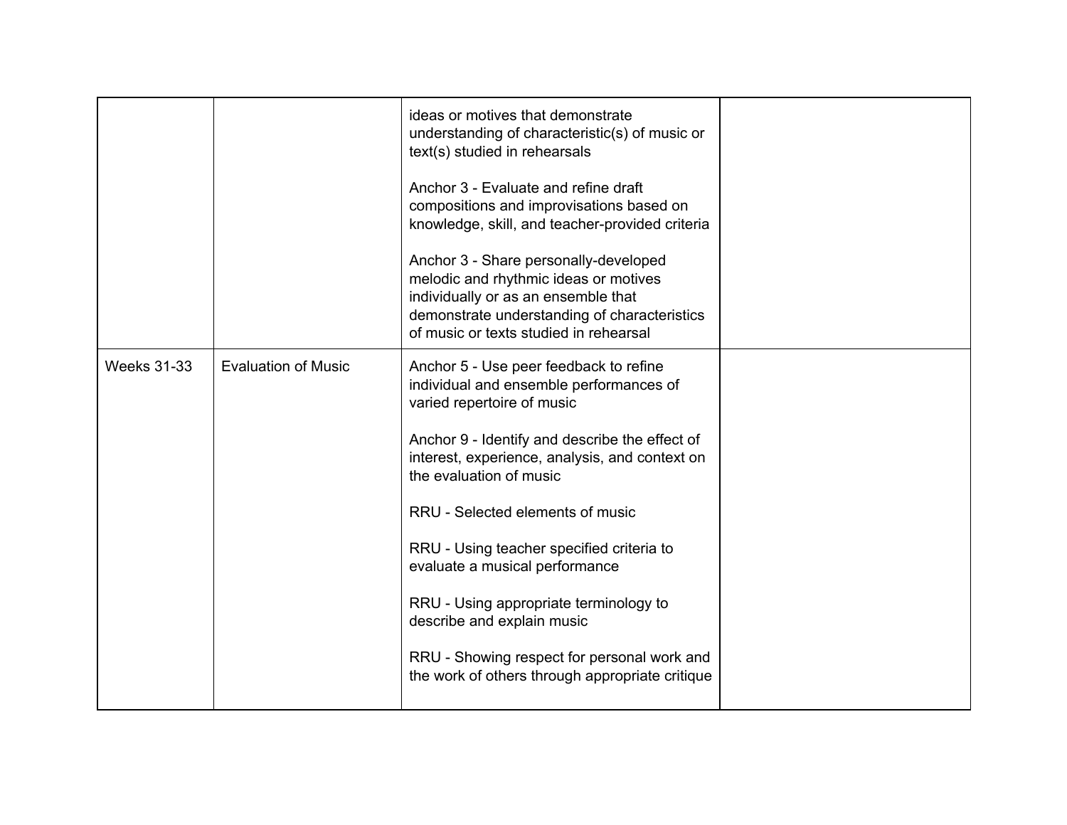| | | | |
|---|---|---|---|
| | | ideas or motives that demonstrate understanding of characteristic(s) of music or text(s) studied in rehearsals<br><br>Anchor 3 - Evaluate and refine draft compositions and improvisations based on knowledge, skill, and teacher-provided criteria<br><br>Anchor 3 - Share personally-developed melodic and rhythmic ideas or motives individually or as an ensemble that demonstrate understanding of characteristics of music or texts studied in rehearsal | |
| Weeks 31-33 | Evaluation of Music | Anchor 5 - Use peer feedback to refine individual and ensemble performances of varied repertoire of music<br><br>Anchor 9 - Identify and describe the effect of interest, experience, analysis, and context on the evaluation of music<br><br>RRU - Selected elements of music<br><br>RRU - Using teacher specified criteria to evaluate a musical performance<br><br>RRU - Using appropriate terminology to describe and explain music<br><br>RRU - Showing respect for personal work and the work of others through appropriate critique | |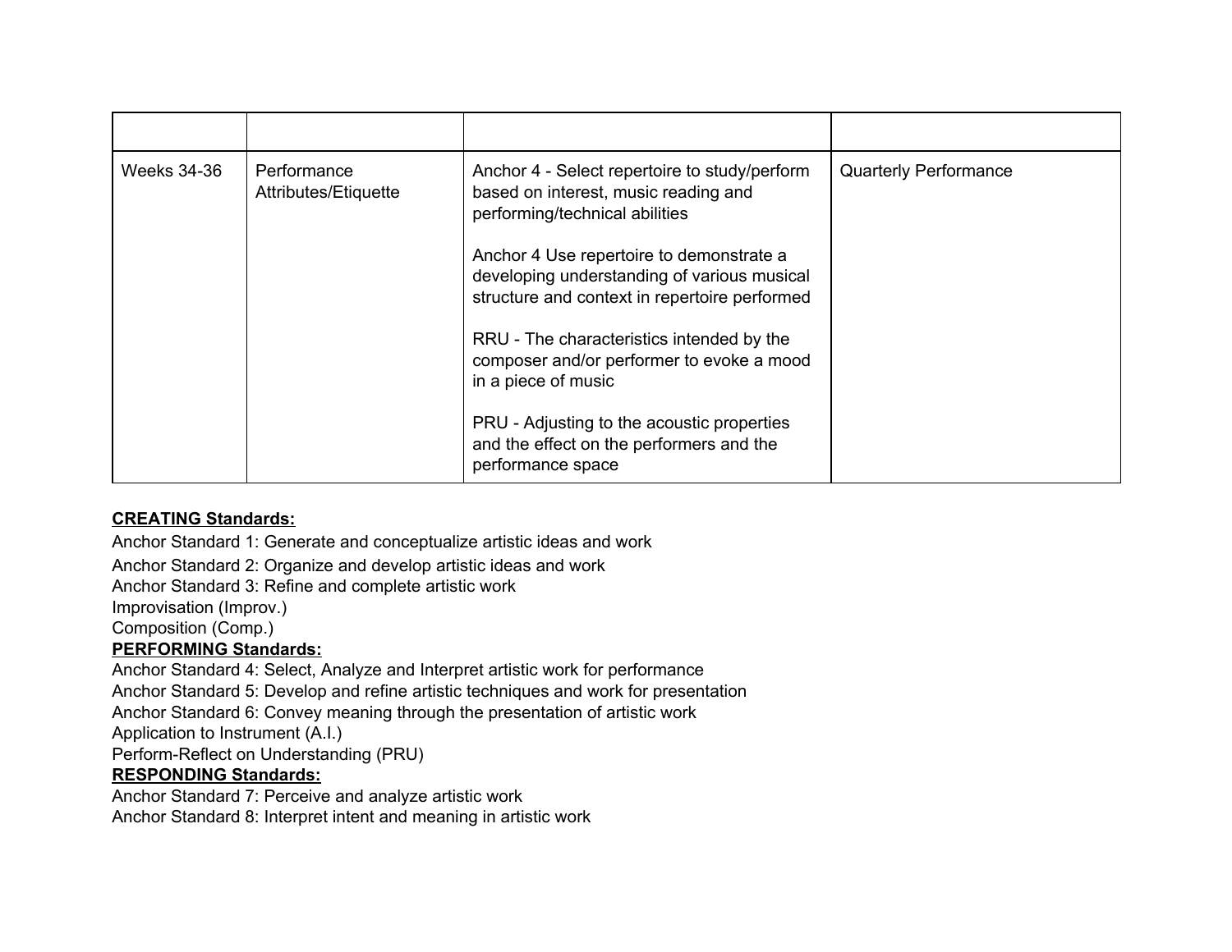| | | | |
|---|---|---|---|
| Weeks 34-36 | Performance Attributes/Etiquette | Anchor 4 - Select repertoire to study/perform based on interest, music reading and performing/technical abilities<br><br>Anchor 4 Use repertoire to demonstrate a developing understanding of various musical structure and context in repertoire performed<br><br>RRU - The characteristics intended by the composer and/or performer to evoke a mood in a piece of music<br><br>PRU - Adjusting to the acoustic properties and the effect on the performers and the performance space | Quarterly Performance |

**CREATING Standards:**

Anchor Standard 1: Generate and conceptualize artistic ideas and work
Anchor Standard 2: Organize and develop artistic ideas and work
Anchor Standard 3: Refine and complete artistic work
Improvisation (Improv.)
Composition (Comp.)

**PERFORMING Standards:**

Anchor Standard 4: Select, Analyze and Interpret artistic work for performance
Anchor Standard 5: Develop and refine artistic techniques and work for presentation
Anchor Standard 6: Convey meaning through the presentation of artistic work
Application to Instrument (A.I.)
Perform-Reflect on Understanding (PRU)

**RESPONDING Standards:**

Anchor Standard 7: Perceive and analyze artistic work
Anchor Standard 8: Interpret intent and meaning in artistic work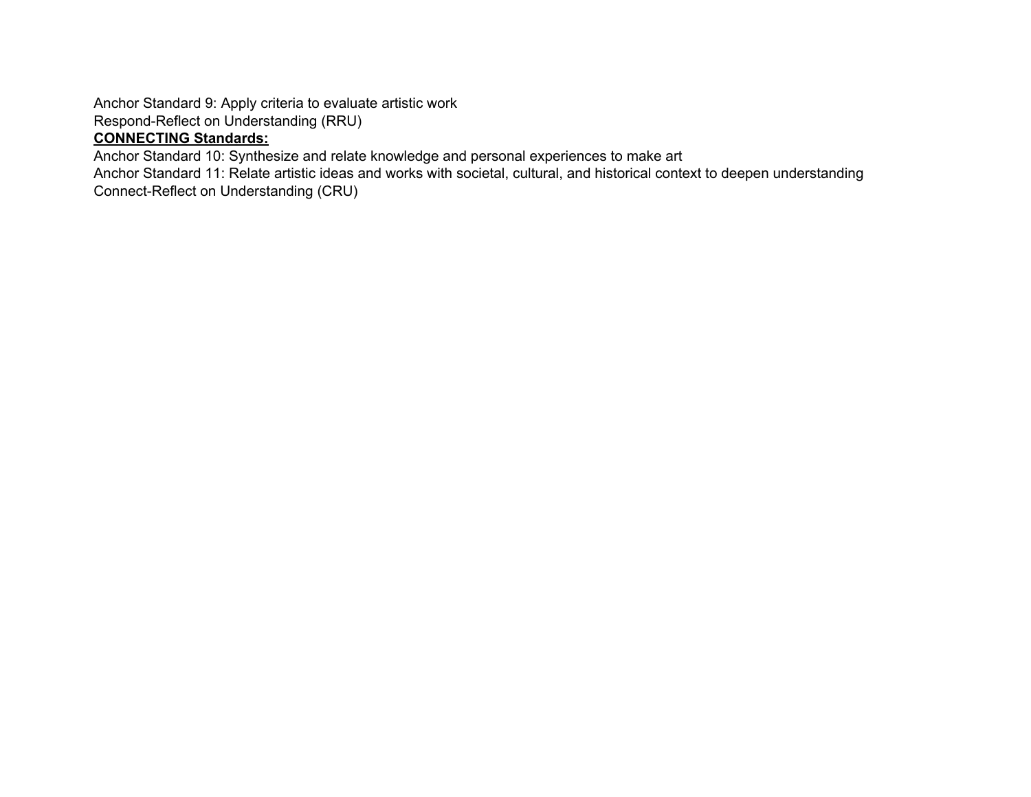Anchor Standard 9: Apply criteria to evaluate artistic work
Respond-Reflect on Understanding (RRU)
**CONNECTING Standards:**
Anchor Standard 10: Synthesize and relate knowledge and personal experiences to make art
Anchor Standard 11: Relate artistic ideas and works with societal, cultural, and historical context to deepen understanding
Connect-Reflect on Understanding (CRU)